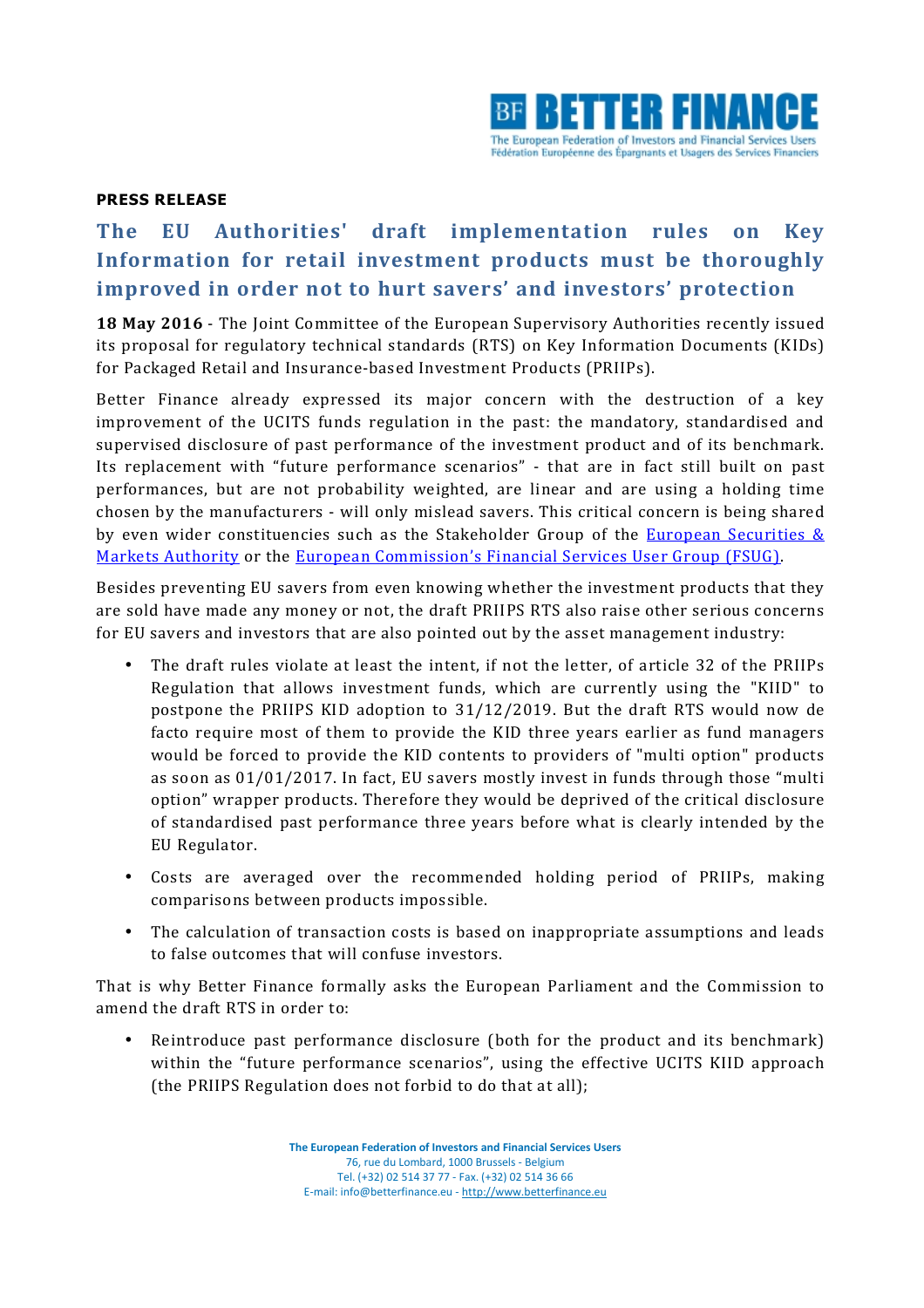**PRESS RELEASE**

# The EU Authorities' draft implementation rules on Key Information for retail investment products must be thoroughly improved in order not to hurt savers' and investors' protection

**18 May 2016** - The Joint Committee of the European Supervisory Authorities recently issued its proposal for regulatory technical standards (RTS) on Key Information Documents (KIDs) for Packaged Retail and Insurance-based Investment Products (PRIIPs).

Better Finance already expressed its major concern with the destruction of a key improvement of the UCITS funds regulation in the past: the mandatory, standardised and supervised disclosure of past performance of the investment product and of its benchmark. Its replacement with "future performance scenarios" - that are in fact still built on past performances, but are not probability weighted, are linear and are using a holding time chosen by the manufacturers - will only mislead savers. This critical concern is being shared by even wider constituencies such as the Stakeholder Group of the European Securities & Markets Authority or the European Commission's Financial Services User Group (FSUG).

Besides preventing EU savers from even knowing whether the investment products that they are sold have made any money or not, the draft PRIIPS RTS also raise other serious concerns for EU savers and investors that are also pointed out by the asset management industry:

- The draft rules violate at least the intent, if not the letter, of article 32 of the PRIIPs Regulation that allows investment funds, which are currently using the "KIID" to postpone the PRIIPS KID adoption to 31/12/2019. But the draft RTS would now de facto require most of them to provide the KID three years earlier as fund managers would be forced to provide the KID contents to providers of "multi option" products as soon as 01/01/2017. In fact, EU savers mostly invest in funds through those "multi option" wrapper products. Therefore they would be deprived of the critical disclosure of standardised past performance three years before what is clearly intended by the EU Regulator.
- Costs are averaged over the recommended holding period of PRIIPs, making comparisons between products impossible.
- The calculation of transaction costs is based on inappropriate assumptions and leads to false outcomes that will confuse investors.

That is why Better Finance formally asks the European Parliament and the Commission to amend the draft RTS in order to:

- Reintroduce past performance disclosure (both for the product and its benchmark) within the "future performance scenarios", using the effective UCITS KIID approach (the PRIIPS Regulation does not forbid to do that at all);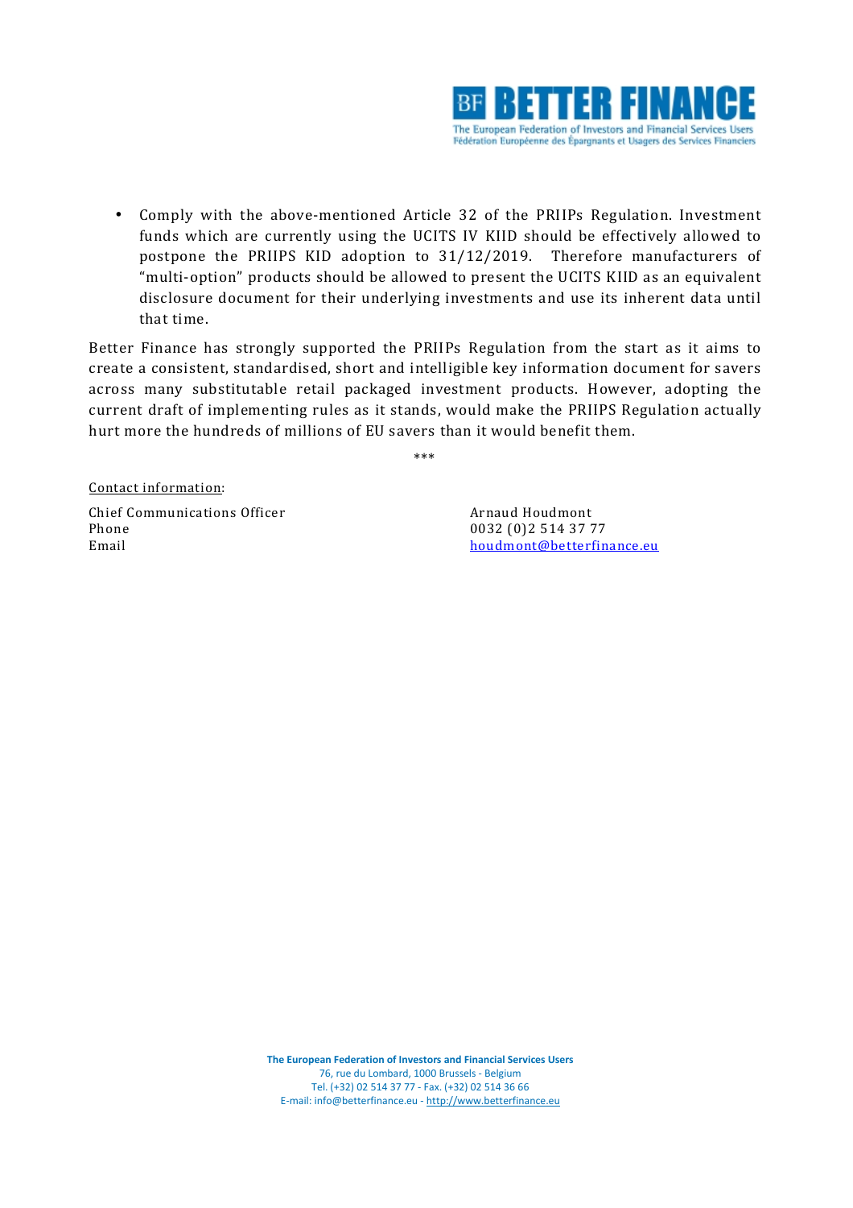- Comply with the above-mentioned Article 32 of the PRIIPs Regulation. Investment funds which are currently using the UCITS IV KIID should be effectively allowed to postpone the PRIIPS KID adoption to 31/12/2019. Therefore manufacturers of "multi-option" products should be allowed to present the UCITS KIID as an equivalent disclosure document for their underlying investments and use its inherent data until that time.

Better Finance has strongly supported the PRIIPs Regulation from the start as it aims to create a consistent, standardised, short and intelligible key information document for savers across many substitutable retail packaged investment products. However, adopting the current draft of implementing rules as it stands, would make the PRIIPS Regulation actually hurt more the hundreds of millions of EU savers than it would benefit them.

***

<u>Contact information</u>:

| | |
|---|---|
| Chief Communications Officer | Arnaud Houdmont |
| Phone | 0032 (0)2 514 37 77 |
| Email | houdmont@betterfinance.eu |